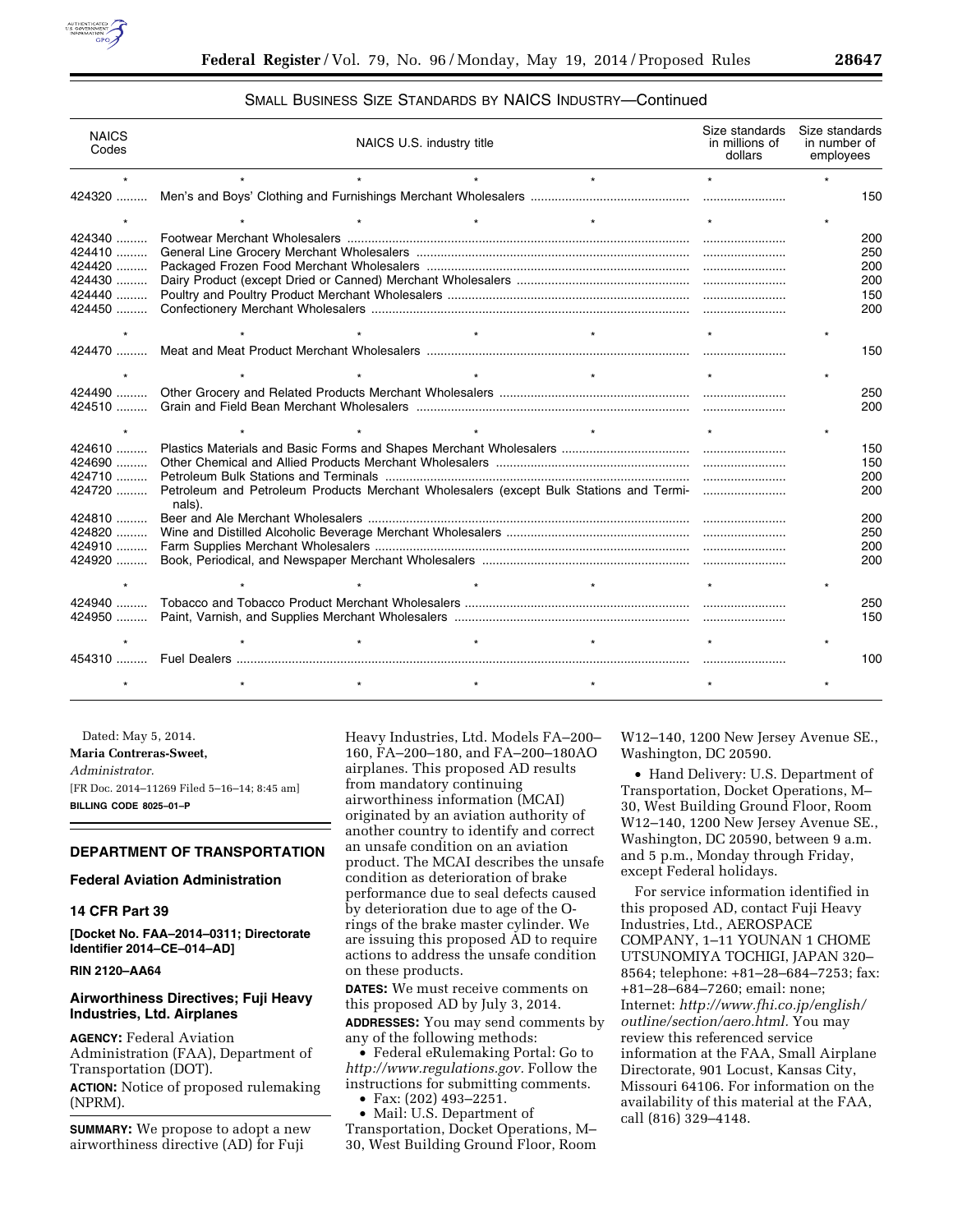SMALL BUSINESS SIZE STANDARDS BY NAICS INDUSTRY—Continued

| NAICS Codes | NAICS U.S. industry title | Size standards in millions of dollars | Size standards in number of employees |
| --- | --- | --- | --- |
| * | * * * * * | * | * |
| 424320 | Men's and Boys' Clothing and Furnishings Merchant Wholesalers | | 150 |
| * | * * * * * | * | * |
| 424340 | Footwear Merchant Wholesalers | | 200 |
| 424410 | General Line Grocery Merchant Wholesalers | | 250 |
| 424420 | Packaged Frozen Food Merchant Wholesalers | | 200 |
| 424430 | Dairy Product (except Dried or Canned) Merchant Wholesalers | | 200 |
| 424440 | Poultry and Poultry Product Merchant Wholesalers | | 150 |
| 424450 | Confectionery Merchant Wholesalers | | 200 |
| * | * * * * * | * | * |
| 424470 | Meat and Meat Product Merchant Wholesalers | | 150 |
| * | * * * * * | * | * |
| 424490 | Other Grocery and Related Products Merchant Wholesalers | | 250 |
| 424510 | Grain and Field Bean Merchant Wholesalers | | 200 |
| * | * * * * * | * | * |
| 424610 | Plastics Materials and Basic Forms and Shapes Merchant Wholesalers | | 150 |
| 424690 | Other Chemical and Allied Products Merchant Wholesalers | | 150 |
| 424710 | Petroleum Bulk Stations and Terminals | | 200 |
| 424720 | Petroleum and Petroleum Products Merchant Wholesalers (except Bulk Stations and Terminals). | | 200 |
| 424810 | Beer and Ale Merchant Wholesalers | | 200 |
| 424820 | Wine and Distilled Alcoholic Beverage Merchant Wholesalers | | 250 |
| 424910 | Farm Supplies Merchant Wholesalers | | 200 |
| 424920 | Book, Periodical, and Newspaper Merchant Wholesalers | | 200 |
| * | * * * * * | * | * |
| 424940 | Tobacco and Tobacco Product Merchant Wholesalers | | 250 |
| 424950 | Paint, Varnish, and Supplies Merchant Wholesalers | | 150 |
| * | * * * * * | * | * |
| 454310 | Fuel Dealers | | 100 |
| * | * * * * * | * | * |

Dated: May 5, 2014.

**Maria Contreras-Sweet,**

*Administrator.*

[FR Doc. 2014–11269 Filed 5–16–14; 8:45 am]

**BILLING CODE 8025–01–P**

## DEPARTMENT OF TRANSPORTATION

### Federal Aviation Administration

### 14 CFR Part 39

**[Docket No. FAA–2014–0311; Directorate Identifier 2014–CE–014–AD]**

**RIN 2120–AA64**

### Airworthiness Directives; Fuji Heavy Industries, Ltd. Airplanes

**AGENCY:** Federal Aviation Administration (FAA), Department of Transportation (DOT).

**ACTION:** Notice of proposed rulemaking (NPRM).

**SUMMARY:** We propose to adopt a new airworthiness directive (AD) for Fuji Heavy Industries, Ltd. Models FA–200–160, FA–200–180, and FA–200–180AO airplanes. This proposed AD results from mandatory continuing airworthiness information (MCAI) originated by an aviation authority of another country to identify and correct an unsafe condition on an aviation product. The MCAI describes the unsafe condition as deterioration of brake performance due to seal defects caused by deterioration due to age of the O-rings of the brake master cylinder. We are issuing this proposed AD to require actions to address the unsafe condition on these products.

**DATES:** We must receive comments on this proposed AD by July 3, 2014.

**ADDRESSES:** You may send comments by any of the following methods:

- Federal eRulemaking Portal: Go to *http://www.regulations.gov.* Follow the instructions for submitting comments.
- Fax: (202) 493–2251.
- Mail: U.S. Department of Transportation, Docket Operations, M–30, West Building Ground Floor, Room W12–140, 1200 New Jersey Avenue SE., Washington, DC 20590.
- Hand Delivery: U.S. Department of Transportation, Docket Operations, M–30, West Building Ground Floor, Room W12–140, 1200 New Jersey Avenue SE., Washington, DC 20590, between 9 a.m. and 5 p.m., Monday through Friday, except Federal holidays.

For service information identified in this proposed AD, contact Fuji Heavy Industries, Ltd., AEROSPACE COMPANY, 1–11 YOUNAN 1 CHOME UTSUNOMIYA TOCHIGI, JAPAN 320–8564; telephone: +81–28–684–7253; fax: +81–28–684–7260; email: none; Internet: *http://www.fhi.co.jp/english/outline/section/aero.html.* You may review this referenced service information at the FAA, Small Airplane Directorate, 901 Locust, Kansas City, Missouri 64106. For information on the availability of this material at the FAA, call (816) 329–4148.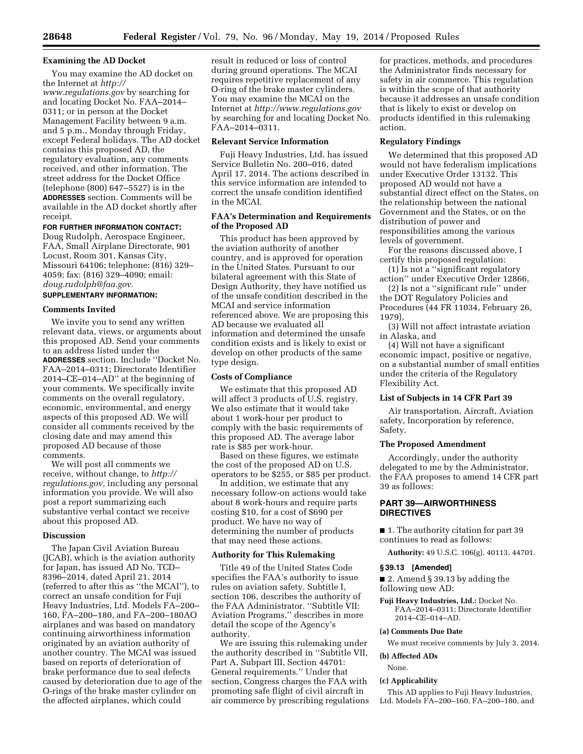**Examining the AD Docket**

You may examine the AD docket on the Internet at *http://www.regulations.gov* by searching for and locating Docket No. FAA–2014–0311; or in person at the Docket Management Facility between 9 a.m. and 5 p.m., Monday through Friday, except Federal holidays. The AD docket contains this proposed AD, the regulatory evaluation, any comments received, and other information. The street address for the Docket Office (telephone (800) 647–5527) is in the **ADDRESSES** section. Comments will be available in the AD docket shortly after receipt.

**FOR FURTHER INFORMATION CONTACT:** Doug Rudolph, Aerospace Engineer, FAA, Small Airplane Directorate, 901 Locust, Room 301, Kansas City, Missouri 64106; telephone: (816) 329–4059; fax: (816) 329–4090; email: *doug.rudolph@faa.gov.*

**SUPPLEMENTARY INFORMATION:**

**Comments Invited**

We invite you to send any written relevant data, views, or arguments about this proposed AD. Send your comments to an address listed under the **ADDRESSES** section. Include ''Docket No. FAA–2014–0311; Directorate Identifier 2014–CE–014–AD'' at the beginning of your comments. We specifically invite comments on the overall regulatory, economic, environmental, and energy aspects of this proposed AD. We will consider all comments received by the closing date and may amend this proposed AD because of those comments.

We will post all comments we receive, without change, to *http://regulations.gov,* including any personal information you provide. We will also post a report summarizing each substantive verbal contact we receive about this proposed AD.

**Discussion**

The Japan Civil Aviation Bureau (JCAB), which is the aviation authority for Japan, has issued AD No. TCD–8396–2014, dated April 21, 2014 (referred to after this as ''the MCAI''), to correct an unsafe condition for Fuji Heavy Industries, Ltd. Models FA–200–160, FA–200–180, and FA–200–180AO airplanes and was based on mandatory continuing airworthiness information originated by an aviation authority of another country. The MCAI was issued based on reports of deterioration of brake performance due to seal defects caused by deterioration due to age of the O-rings of the brake master cylinder on the affected airplanes, which could result in reduced or loss of control during ground operations. The MCAI requires repetitive replacement of any O-ring of the brake master cylinders. You may examine the MCAI on the Internet at *http://www.regulations.gov* by searching for and locating Docket No. FAA–2014–0311.

**Relevant Service Information**

Fuji Heavy Industries, Ltd. has issued Service Bulletin No. 200–016, dated April 17, 2014. The actions described in this service information are intended to correct the unsafe condition identified in the MCAI.

**FAA's Determination and Requirements of the Proposed AD**

This product has been approved by the aviation authority of another country, and is approved for operation in the United States. Pursuant to our bilateral agreement with this State of Design Authority, they have notified us of the unsafe condition described in the MCAI and service information referenced above. We are proposing this AD because we evaluated all information and determined the unsafe condition exists and is likely to exist or develop on other products of the same type design.

**Costs of Compliance**

We estimate that this proposed AD will affect 3 products of U.S. registry. We also estimate that it would take about 1 work-hour per product to comply with the basic requirements of this proposed AD. The average labor rate is $85 per work-hour.

Based on these figures, we estimate the cost of the proposed AD on U.S. operators to be $255, or $85 per product.

In addition, we estimate that any necessary follow-on actions would take about 8 work-hours and require parts costing $10, for a cost of $690 per product. We have no way of determining the number of products that may need these actions.

**Authority for This Rulemaking**

Title 49 of the United States Code specifies the FAA's authority to issue rules on aviation safety. Subtitle I, section 106, describes the authority of the FAA Administrator. ''Subtitle VII: Aviation Programs,'' describes in more detail the scope of the Agency's authority.

We are issuing this rulemaking under the authority described in ''Subtitle VII, Part A, Subpart III, Section 44701: General requirements.'' Under that section, Congress charges the FAA with promoting safe flight of civil aircraft in air commerce by prescribing regulations for practices, methods, and procedures the Administrator finds necessary for safety in air commerce. This regulation is within the scope of that authority because it addresses an unsafe condition that is likely to exist or develop on products identified in this rulemaking action.

**Regulatory Findings**

We determined that this proposed AD would not have federalism implications under Executive Order 13132. This proposed AD would not have a substantial direct effect on the States, on the relationship between the national Government and the States, or on the distribution of power and responsibilities among the various levels of government.

For the reasons discussed above, I certify this proposed regulation:

(1) Is not a ''significant regulatory action'' under Executive Order 12866,

(2) Is not a ''significant rule'' under the DOT Regulatory Policies and Procedures (44 FR 11034, February 26, 1979),

(3) Will not affect intrastate aviation in Alaska, and

(4) Will not have a significant economic impact, positive or negative, on a substantial number of small entities under the criteria of the Regulatory Flexibility Act.

**List of Subjects in 14 CFR Part 39**

Air transportation, Aircraft, Aviation safety, Incorporation by reference, Safety.

**The Proposed Amendment**

Accordingly, under the authority delegated to me by the Administrator, the FAA proposes to amend 14 CFR part 39 as follows:

## PART 39—AIRWORTHINESS DIRECTIVES

■ 1. The authority citation for part 39 continues to read as follows:

**Authority:** 49 U.S.C. 106(g), 40113, 44701.

**§ 39.13 [Amended]**

■ 2. Amend § 39.13 by adding the following new AD:

**Fuji Heavy Industries, Ltd.:** Docket No. FAA–2014–0311; Directorate Identifier 2014–CE–014–AD.

**(a) Comments Due Date**

We must receive comments by July 3, 2014.

**(b) Affected ADs**

None.

**(c) Applicability**

This AD applies to Fuji Heavy Industries, Ltd. Models FA–200–160, FA–200–180, and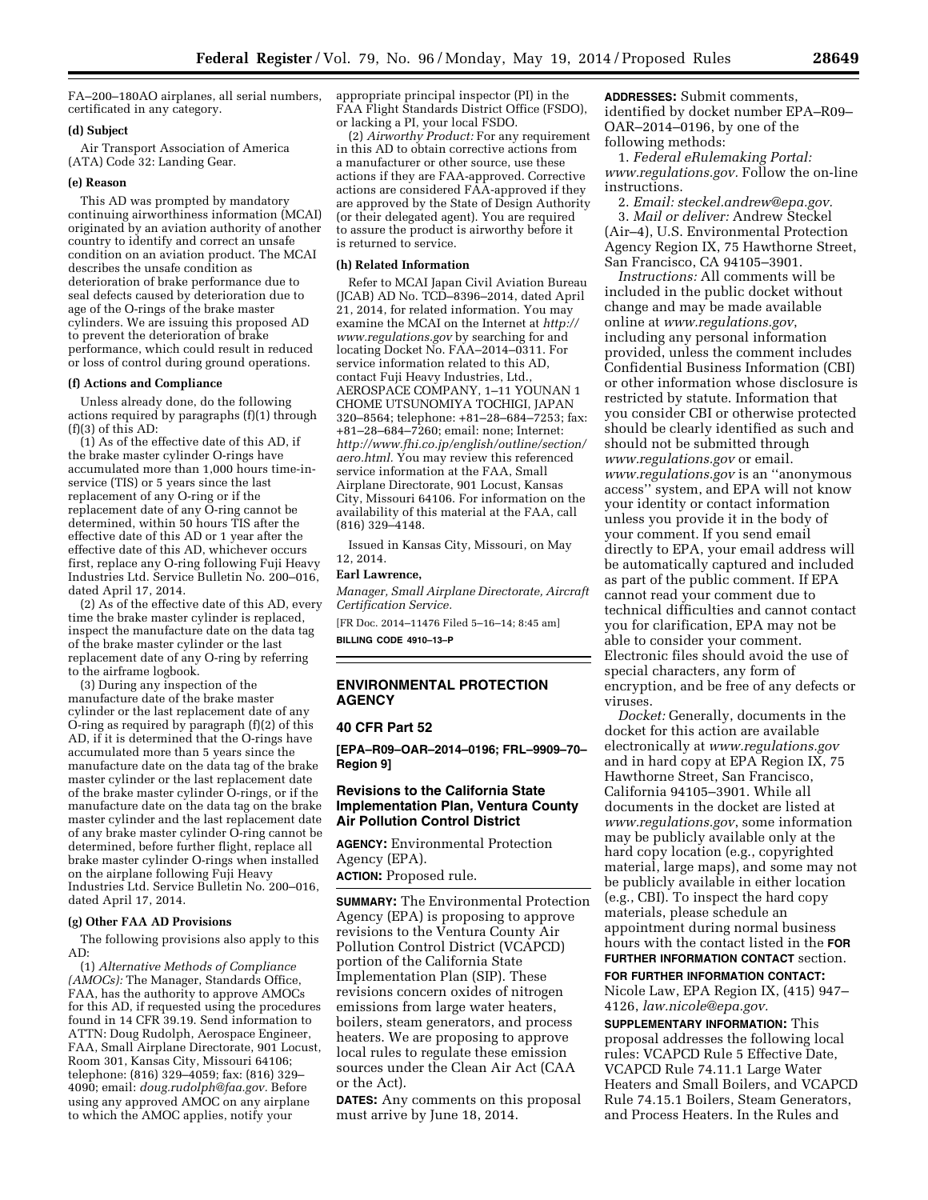FA–200–180AO airplanes, all serial numbers, certificated in any category.

**(d) Subject**

Air Transport Association of America (ATA) Code 32: Landing Gear.

**(e) Reason**

This AD was prompted by mandatory continuing airworthiness information (MCAI) originated by an aviation authority of another country to identify and correct an unsafe condition on an aviation product. The MCAI describes the unsafe condition as deterioration of brake performance due to seal defects caused by deterioration due to age of the O-rings of the brake master cylinders. We are issuing this proposed AD to prevent the deterioration of brake performance, which could result in reduced or loss of control during ground operations.

**(f) Actions and Compliance**

Unless already done, do the following actions required by paragraphs (f)(1) through (f)(3) of this AD:

(1) As of the effective date of this AD, if the brake master cylinder O-rings have accumulated more than 1,000 hours time-in-service (TIS) or 5 years since the last replacement of any O-ring or if the replacement date of any O-ring cannot be determined, within 50 hours TIS after the effective date of this AD or 1 year after the effective date of this AD, whichever occurs first, replace any O-ring following Fuji Heavy Industries Ltd. Service Bulletin No. 200–016, dated April 17, 2014.

(2) As of the effective date of this AD, every time the brake master cylinder is replaced, inspect the manufacture date on the data tag of the brake master cylinder or the last replacement date of any O-ring by referring to the airframe logbook.

(3) During any inspection of the manufacture date of the brake master cylinder or the last replacement date of any O-ring as required by paragraph (f)(2) of this AD, if it is determined that the O-rings have accumulated more than 5 years since the manufacture date on the data tag of the brake master cylinder or the last replacement date of the brake master cylinder O-rings, or if the manufacture date on the data tag on the brake master cylinder and the last replacement date of any brake master cylinder O-ring cannot be determined, before further flight, replace all brake master cylinder O-rings when installed on the airplane following Fuji Heavy Industries Ltd. Service Bulletin No. 200–016, dated April 17, 2014.

**(g) Other FAA AD Provisions**

The following provisions also apply to this AD:

(1) *Alternative Methods of Compliance (AMOCs):* The Manager, Standards Office, FAA, has the authority to approve AMOCs for this AD, if requested using the procedures found in 14 CFR 39.19. Send information to ATTN: Doug Rudolph, Aerospace Engineer, FAA, Small Airplane Directorate, 901 Locust, Room 301, Kansas City, Missouri 64106; telephone: (816) 329–4059; fax: (816) 329–4090; email: *doug.rudolph@faa.gov.* Before using any approved AMOC on any airplane to which the AMOC applies, notify your appropriate principal inspector (PI) in the FAA Flight Standards District Office (FSDO), or lacking a PI, your local FSDO.

(2) *Airworthy Product:* For any requirement in this AD to obtain corrective actions from a manufacturer or other source, use these actions if they are FAA-approved. Corrective actions are considered FAA-approved if they are approved by the State of Design Authority (or their delegated agent). You are required to assure the product is airworthy before it is returned to service.

**(h) Related Information**

Refer to MCAI Japan Civil Aviation Bureau (JCAB) AD No. TCD–8396–2014, dated April 21, 2014, for related information. You may examine the MCAI on the Internet at *http://www.regulations.gov* by searching for and locating Docket No. FAA–2014–0311. For service information related to this AD, contact Fuji Heavy Industries, Ltd., AEROSPACE COMPANY, 1–11 YOUNAN 1 CHOME UTSUNOMIYA TOCHIGI, JAPAN 320–8564; telephone: +81–28–684–7253; fax: +81–28–684–7260; email: none; Internet: *http://www.fhi.co.jp/english/outline/section/aero.html.* You may review this referenced service information at the FAA, Small Airplane Directorate, 901 Locust, Kansas City, Missouri 64106. For information on the availability of this material at the FAA, call (816) 329–4148.

Issued in Kansas City, Missouri, on May 12, 2014.

**Earl Lawrence,**

*Manager, Small Airplane Directorate, Aircraft Certification Service.*

[FR Doc. 2014–11476 Filed 5–16–14; 8:45 am]

**BILLING CODE 4910–13–P**

## ENVIRONMENTAL PROTECTION AGENCY

### 40 CFR Part 52

**[EPA–R09–OAR–2014–0196; FRL–9909–70–Region 9]**

### Revisions to the California State Implementation Plan, Ventura County Air Pollution Control District

**AGENCY:** Environmental Protection Agency (EPA).

**ACTION:** Proposed rule.

**SUMMARY:** The Environmental Protection Agency (EPA) is proposing to approve revisions to the Ventura County Air Pollution Control District (VCAPCD) portion of the California State Implementation Plan (SIP). These revisions concern oxides of nitrogen emissions from large water heaters, boilers, steam generators, and process heaters. We are proposing to approve local rules to regulate these emission sources under the Clean Air Act (CAA or the Act).

**DATES:** Any comments on this proposal must arrive by June 18, 2014.

**ADDRESSES:** Submit comments, identified by docket number EPA–R09–OAR–2014–0196, by one of the following methods:

1. *Federal eRulemaking Portal: www.regulations.gov.* Follow the on-line instructions.

2. *Email: steckel.andrew@epa.gov.*

3. *Mail or deliver:* Andrew Steckel (Air–4), U.S. Environmental Protection Agency Region IX, 75 Hawthorne Street, San Francisco, CA 94105–3901.

*Instructions:* All comments will be included in the public docket without change and may be made available online at *www.regulations.gov*, including any personal information provided, unless the comment includes Confidential Business Information (CBI) or other information whose disclosure is restricted by statute. Information that you consider CBI or otherwise protected should be clearly identified as such and should not be submitted through *www.regulations.gov* or email. *www.regulations.gov* is an ''anonymous access'' system, and EPA will not know your identity or contact information unless you provide it in the body of your comment. If you send email directly to EPA, your email address will be automatically captured and included as part of the public comment. If EPA cannot read your comment due to technical difficulties and cannot contact you for clarification, EPA may not be able to consider your comment. Electronic files should avoid the use of special characters, any form of encryption, and be free of any defects or viruses.

*Docket:* Generally, documents in the docket for this action are available electronically at *www.regulations.gov* and in hard copy at EPA Region IX, 75 Hawthorne Street, San Francisco, California 94105–3901. While all documents in the docket are listed at *www.regulations.gov*, some information may be publicly available only at the hard copy location (e.g., copyrighted material, large maps), and some may not be publicly available in either location (e.g., CBI). To inspect the hard copy materials, please schedule an appointment during normal business hours with the contact listed in the **FOR FURTHER INFORMATION CONTACT** section.

**FOR FURTHER INFORMATION CONTACT:** Nicole Law, EPA Region IX, (415) 947–4126, *law.nicole@epa.gov.*

**SUPPLEMENTARY INFORMATION:** This proposal addresses the following local rules: VCAPCD Rule 5 Effective Date, VCAPCD Rule 74.11.1 Large Water Heaters and Small Boilers, and VCAPCD Rule 74.15.1 Boilers, Steam Generators, and Process Heaters. In the Rules and